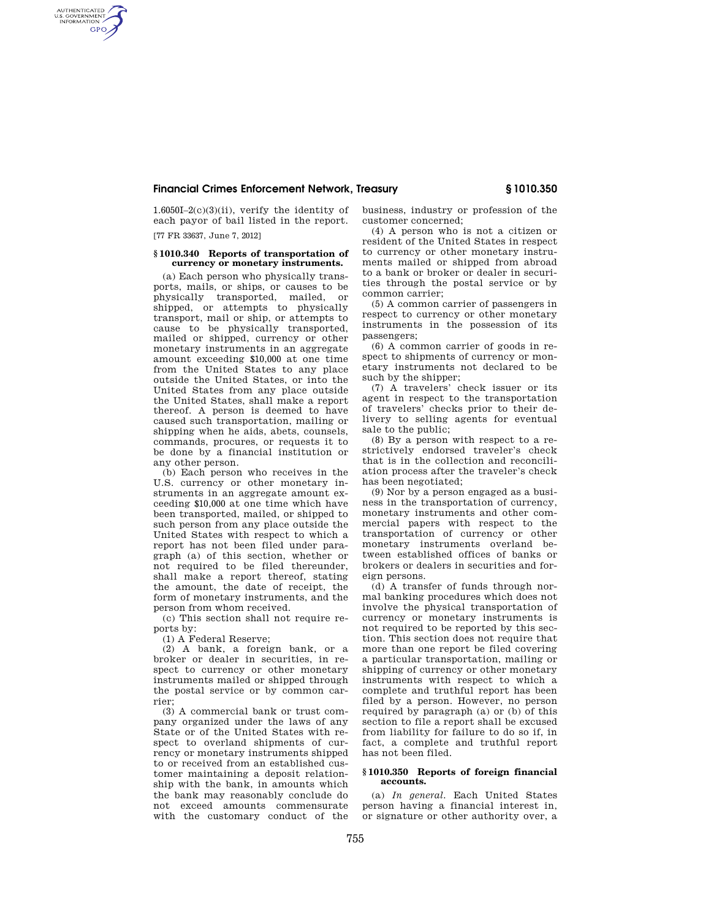1.6050I–2(c)(3)(ii), verify the identity of each payor of bail listed in the report.

[77 FR 33637, June 7, 2012]

### § 1010.340 Reports of transportation of currency or monetary instruments.

(a) Each person who physically transports, mails, or ships, or causes to be physically transported, mailed, or shipped, or attempts to physically transport, mail or ship, or attempts to cause to be physically transported, mailed or shipped, currency or other monetary instruments in an aggregate amount exceeding $10,000 at one time from the United States to any place outside the United States, or into the United States from any place outside the United States, shall make a report thereof. A person is deemed to have caused such transportation, mailing or shipping when he aids, abets, counsels, commands, procures, or requests it to be done by a financial institution or any other person.

(b) Each person who receives in the U.S. currency or other monetary instruments in an aggregate amount exceeding $10,000 at one time which have been transported, mailed, or shipped to such person from any place outside the United States with respect to which a report has not been filed under paragraph (a) of this section, whether or not required to be filed thereunder, shall make a report thereof, stating the amount, the date of receipt, the form of monetary instruments, and the person from whom received.

(c) This section shall not require reports by:

(1) A Federal Reserve;

(2) A bank, a foreign bank, or a broker or dealer in securities, in respect to currency or other monetary instruments mailed or shipped through the postal service or by common carrier;

(3) A commercial bank or trust company organized under the laws of any State or of the United States with respect to overland shipments of currency or monetary instruments shipped to or received from an established customer maintaining a deposit relationship with the bank, in amounts which the bank may reasonably conclude do not exceed amounts commensurate with the customary conduct of the business, industry or profession of the customer concerned;

(4) A person who is not a citizen or resident of the United States in respect to currency or other monetary instruments mailed or shipped from abroad to a bank or broker or dealer in securities through the postal service or by common carrier;

(5) A common carrier of passengers in respect to currency or other monetary instruments in the possession of its passengers;

(6) A common carrier of goods in respect to shipments of currency or monetary instruments not declared to be such by the shipper;

(7) A travelers' check issuer or its agent in respect to the transportation of travelers' checks prior to their delivery to selling agents for eventual sale to the public;

(8) By a person with respect to a restrictively endorsed traveler's check that is in the collection and reconciliation process after the traveler's check has been negotiated;

(9) Nor by a person engaged as a business in the transportation of currency, monetary instruments and other commercial papers with respect to the transportation of currency or other monetary instruments overland between established offices of banks or brokers or dealers in securities and foreign persons.

(d) A transfer of funds through normal banking procedures which does not involve the physical transportation of currency or monetary instruments is not required to be reported by this section. This section does not require that more than one report be filed covering a particular transportation, mailing or shipping of currency or other monetary instruments with respect to which a complete and truthful report has been filed by a person. However, no person required by paragraph (a) or (b) of this section to file a report shall be excused from liability for failure to do so if, in fact, a complete and truthful report has not been filed.

### § 1010.350 Reports of foreign financial accounts.

(a) *In general*. Each United States person having a financial interest in, or signature or other authority over, a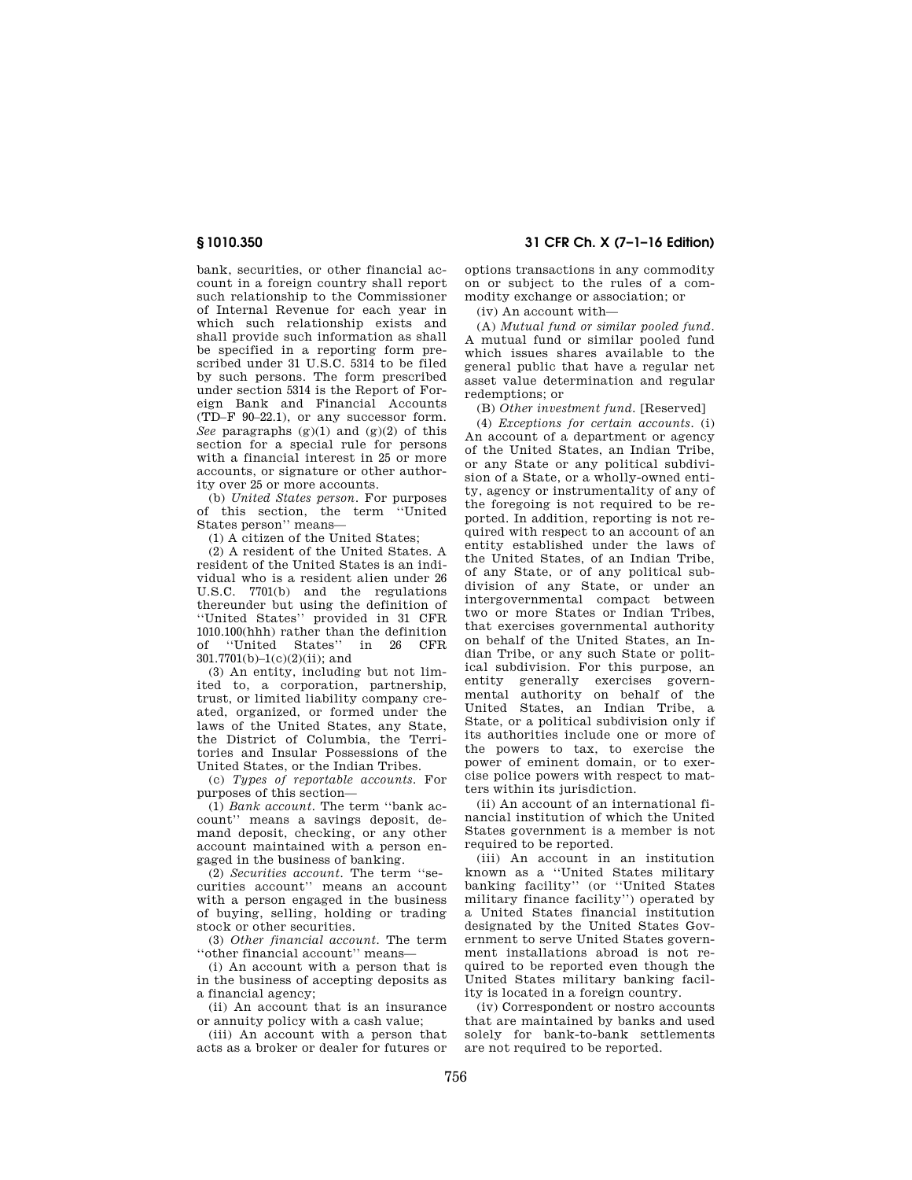bank, securities, or other financial account in a foreign country shall report such relationship to the Commissioner of Internal Revenue for each year in which such relationship exists and shall provide such information as shall be specified in a reporting form prescribed under 31 U.S.C. 5314 to be filed by such persons. The form prescribed under section 5314 is the Report of Foreign Bank and Financial Accounts (TD–F 90–22.1), or any successor form. *See* paragraphs (g)(1) and (g)(2) of this section for a special rule for persons with a financial interest in 25 or more accounts, or signature or other authority over 25 or more accounts.

(b) *United States person.* For purposes of this section, the term ''United States person'' means—

(1) A citizen of the United States;

(2) A resident of the United States. A resident of the United States is an individual who is a resident alien under 26 U.S.C. 7701(b) and the regulations thereunder but using the definition of ''United States'' provided in 31 CFR 1010.100(hhh) rather than the definition of ''United States'' in 26 CFR 301.7701(b)–1(c)(2)(ii); and

(3) An entity, including but not limited to, a corporation, partnership, trust, or limited liability company created, organized, or formed under the laws of the United States, any State, the District of Columbia, the Territories and Insular Possessions of the United States, or the Indian Tribes.

(c) *Types of reportable accounts.* For purposes of this section—

(1) *Bank account.* The term ''bank account'' means a savings deposit, demand deposit, checking, or any other account maintained with a person engaged in the business of banking.

(2) *Securities account.* The term ''securities account'' means an account with a person engaged in the business of buying, selling, holding or trading stock or other securities.

(3) *Other financial account.* The term ''other financial account'' means—

(i) An account with a person that is in the business of accepting deposits as a financial agency;

(ii) An account that is an insurance or annuity policy with a cash value;

(iii) An account with a person that acts as a broker or dealer for futures or options transactions in any commodity on or subject to the rules of a commodity exchange or association; or

(iv) An account with—

(A) *Mutual fund or similar pooled fund.* A mutual fund or similar pooled fund which issues shares available to the general public that have a regular net asset value determination and regular redemptions; or

(B) *Other investment fund.* [Reserved]

(4) *Exceptions for certain accounts.* (i) An account of a department or agency of the United States, an Indian Tribe, or any State or any political subdivision of a State, or a wholly-owned entity, agency or instrumentality of any of the foregoing is not required to be reported. In addition, reporting is not required with respect to an account of an entity established under the laws of the United States, of an Indian Tribe, of any State, or of any political subdivision of any State, or under an intergovernmental compact between two or more States or Indian Tribes, that exercises governmental authority on behalf of the United States, an Indian Tribe, or any such State or political subdivision. For this purpose, an entity generally exercises governmental authority on behalf of the United States, an Indian Tribe, a State, or a political subdivision only if its authorities include one or more of the powers to tax, to exercise the power of eminent domain, or to exercise police powers with respect to matters within its jurisdiction.

(ii) An account of an international financial institution of which the United States government is a member is not required to be reported.

(iii) An account in an institution known as a ''United States military banking facility'' (or ''United States military finance facility'') operated by a United States financial institution designated by the United States Government to serve United States government installations abroad is not required to be reported even though the United States military banking facility is located in a foreign country.

(iv) Correspondent or nostro accounts that are maintained by banks and used solely for bank-to-bank settlements are not required to be reported.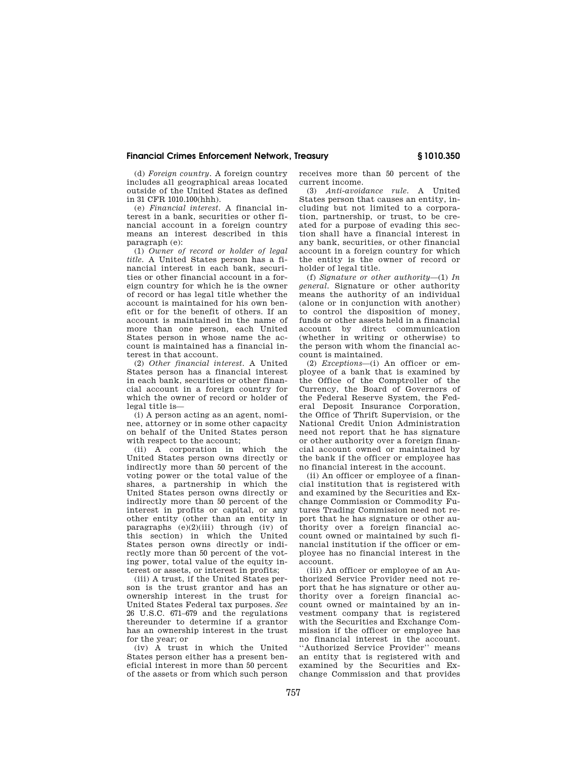(d) *Foreign country*. A foreign country includes all geographical areas located outside of the United States as defined in 31 CFR 1010.100(hhh).

(e) *Financial interest*. A financial interest in a bank, securities or other financial account in a foreign country means an interest described in this paragraph (e):

(1) *Owner of record or holder of legal title*. A United States person has a financial interest in each bank, securities or other financial account in a foreign country for which he is the owner of record or has legal title whether the account is maintained for his own benefit or for the benefit of others. If an account is maintained in the name of more than one person, each United States person in whose name the account is maintained has a financial interest in that account.

(2) *Other financial interest*. A United States person has a financial interest in each bank, securities or other financial account in a foreign country for which the owner of record or holder of legal title is—

(i) A person acting as an agent, nominee, attorney or in some other capacity on behalf of the United States person with respect to the account;

(ii) A corporation in which the United States person owns directly or indirectly more than 50 percent of the voting power or the total value of the shares, a partnership in which the United States person owns directly or indirectly more than 50 percent of the interest in profits or capital, or any other entity (other than an entity in paragraphs (e)(2)(iii) through (iv) of this section) in which the United States person owns directly or indirectly more than 50 percent of the voting power, total value of the equity interest or assets, or interest in profits;

(iii) A trust, if the United States person is the trust grantor and has an ownership interest in the trust for United States Federal tax purposes. *See* 26 U.S.C. 671–679 and the regulations thereunder to determine if a grantor has an ownership interest in the trust for the year; or

(iv) A trust in which the United States person either has a present beneficial interest in more than 50 percent of the assets or from which such person receives more than 50 percent of the current income.

(3) *Anti-avoidance rule*. A United States person that causes an entity, including but not limited to a corporation, partnership, or trust, to be created for a purpose of evading this section shall have a financial interest in any bank, securities, or other financial account in a foreign country for which the entity is the owner of record or holder of legal title.

(f) *Signature or other authority*—(1) *In general*. Signature or other authority means the authority of an individual (alone or in conjunction with another) to control the disposition of money, funds or other assets held in a financial account by direct communication (whether in writing or otherwise) to the person with whom the financial account is maintained.

(2) *Exceptions*—(i) An officer or employee of a bank that is examined by the Office of the Comptroller of the Currency, the Board of Governors of the Federal Reserve System, the Federal Deposit Insurance Corporation, the Office of Thrift Supervision, or the National Credit Union Administration need not report that he has signature or other authority over a foreign financial account owned or maintained by the bank if the officer or employee has no financial interest in the account.

(ii) An officer or employee of a financial institution that is registered with and examined by the Securities and Exchange Commission or Commodity Futures Trading Commission need not report that he has signature or other authority over a foreign financial account owned or maintained by such financial institution if the officer or employee has no financial interest in the account.

(iii) An officer or employee of an Authorized Service Provider need not report that he has signature or other authority over a foreign financial account owned or maintained by an investment company that is registered with the Securities and Exchange Commission if the officer or employee has no financial interest in the account. ''Authorized Service Provider'' means an entity that is registered with and examined by the Securities and Exchange Commission and that provides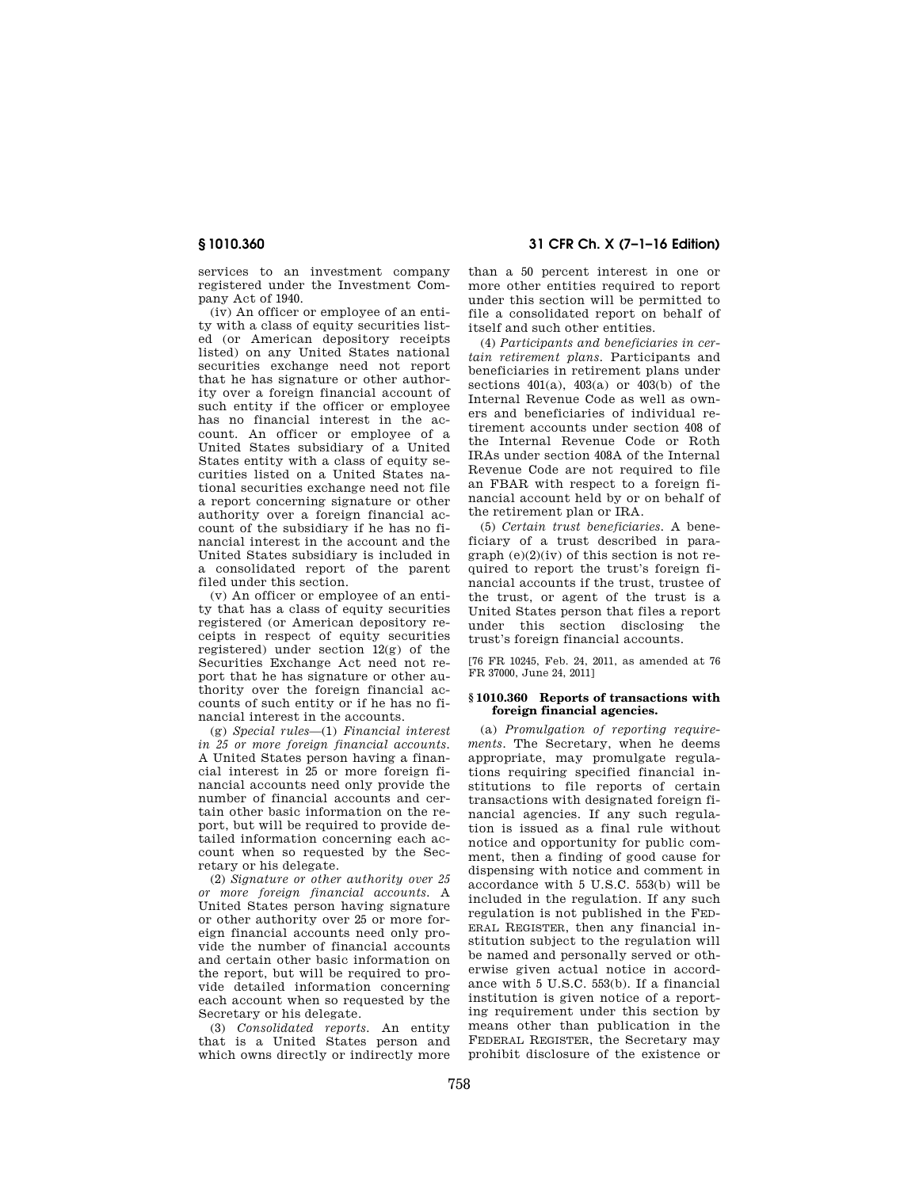services to an investment company registered under the Investment Company Act of 1940.

(iv) An officer or employee of an entity with a class of equity securities listed (or American depository receipts listed) on any United States national securities exchange need not report that he has signature or other authority over a foreign financial account of such entity if the officer or employee has no financial interest in the account. An officer or employee of a United States subsidiary of a United States entity with a class of equity securities listed on a United States national securities exchange need not file a report concerning signature or other authority over a foreign financial account of the subsidiary if he has no financial interest in the account and the United States subsidiary is included in a consolidated report of the parent filed under this section.

(v) An officer or employee of an entity that has a class of equity securities registered (or American depository receipts in respect of equity securities registered) under section 12(g) of the Securities Exchange Act need not report that he has signature or other authority over the foreign financial accounts of such entity or if he has no financial interest in the accounts.

(g) *Special rules*—(1) *Financial interest in 25 or more foreign financial accounts.* A United States person having a financial interest in 25 or more foreign financial accounts need only provide the number of financial accounts and certain other basic information on the report, but will be required to provide detailed information concerning each account when so requested by the Secretary or his delegate.

(2) *Signature or other authority over 25 or more foreign financial accounts.* A United States person having signature or other authority over 25 or more foreign financial accounts need only provide the number of financial accounts and certain other basic information on the report, but will be required to provide detailed information concerning each account when so requested by the Secretary or his delegate.

(3) *Consolidated reports.* An entity that is a United States person and which owns directly or indirectly more than a 50 percent interest in one or more other entities required to report under this section will be permitted to file a consolidated report on behalf of itself and such other entities.

(4) *Participants and beneficiaries in certain retirement plans.* Participants and beneficiaries in retirement plans under sections 401(a), 403(a) or 403(b) of the Internal Revenue Code as well as owners and beneficiaries of individual retirement accounts under section 408 of the Internal Revenue Code or Roth IRAs under section 408A of the Internal Revenue Code are not required to file an FBAR with respect to a foreign financial account held by or on behalf of the retirement plan or IRA.

(5) *Certain trust beneficiaries.* A beneficiary of a trust described in paragraph (e)(2)(iv) of this section is not required to report the trust's foreign financial accounts if the trust, trustee of the trust, or agent of the trust is a United States person that files a report under this section disclosing the trust's foreign financial accounts.

[76 FR 10245, Feb. 24, 2011, as amended at 76 FR 37000, June 24, 2011]

### § 1010.360 Reports of transactions with foreign financial agencies.

(a) *Promulgation of reporting requirements.* The Secretary, when he deems appropriate, may promulgate regulations requiring specified financial institutions to file reports of certain transactions with designated foreign financial agencies. If any such regulation is issued as a final rule without notice and opportunity for public comment, then a finding of good cause for dispensing with notice and comment in accordance with 5 U.S.C. 553(b) will be included in the regulation. If any such regulation is not published in the FEDERAL REGISTER, then any financial institution subject to the regulation will be named and personally served or otherwise given actual notice in accordance with 5 U.S.C. 553(b). If a financial institution is given notice of a reporting requirement under this section by means other than publication in the FEDERAL REGISTER, the Secretary may prohibit disclosure of the existence or